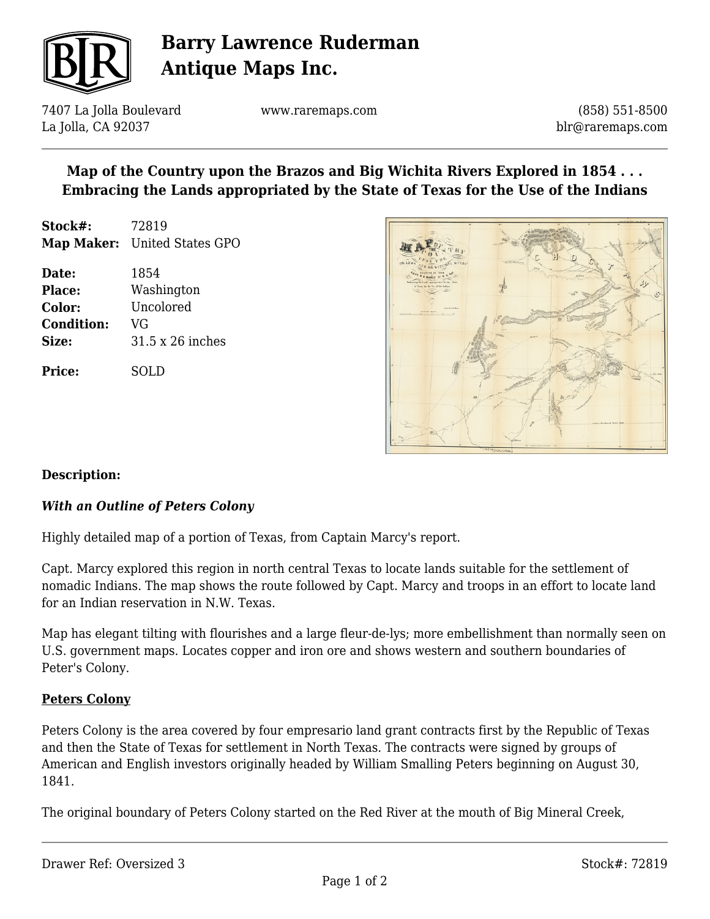# Barry Lawrence Ruderman Antique Maps Inc.

7407 La Jolla Boulevard
La Jolla, CA 92037

www.raremaps.com

(858) 551-8500
blr@raremaps.com

## Map of the Country upon the Brazos and Big Wichita Rivers Explored in 1854 . . . Embracing the Lands appropriated by the State of Texas for the Use of the Indians

**Stock#:** 72819
**Map Maker:** United States GPO

**Date:** 1854
**Place:** Washington
**Color:** Uncolored
**Condition:** VG
**Size:** 31.5 x 26 inches

**Price:** SOLD

**Description:**

***With an Outline of Peters Colony***

Highly detailed map of a portion of Texas, from Captain Marcy's report.

Capt. Marcy explored this region in north central Texas to locate lands suitable for the settlement of nomadic Indians. The map shows the route followed by Capt. Marcy and troops in an effort to locate land for an Indian reservation in N.W. Texas.

Map has elegant tilting with flourishes and a large fleur-de-lys; more embellishment than normally seen on U.S. government maps. Locates copper and iron ore and shows western and southern boundaries of Peter's Colony.

**Peters Colony**

Peters Colony is the area covered by four empresario land grant contracts first by the Republic of Texas and then the State of Texas for settlement in North Texas. The contracts were signed by groups of American and English investors originally headed by William Smalling Peters beginning on August 30, 1841.

The original boundary of Peters Colony started on the Red River at the mouth of Big Mineral Creek,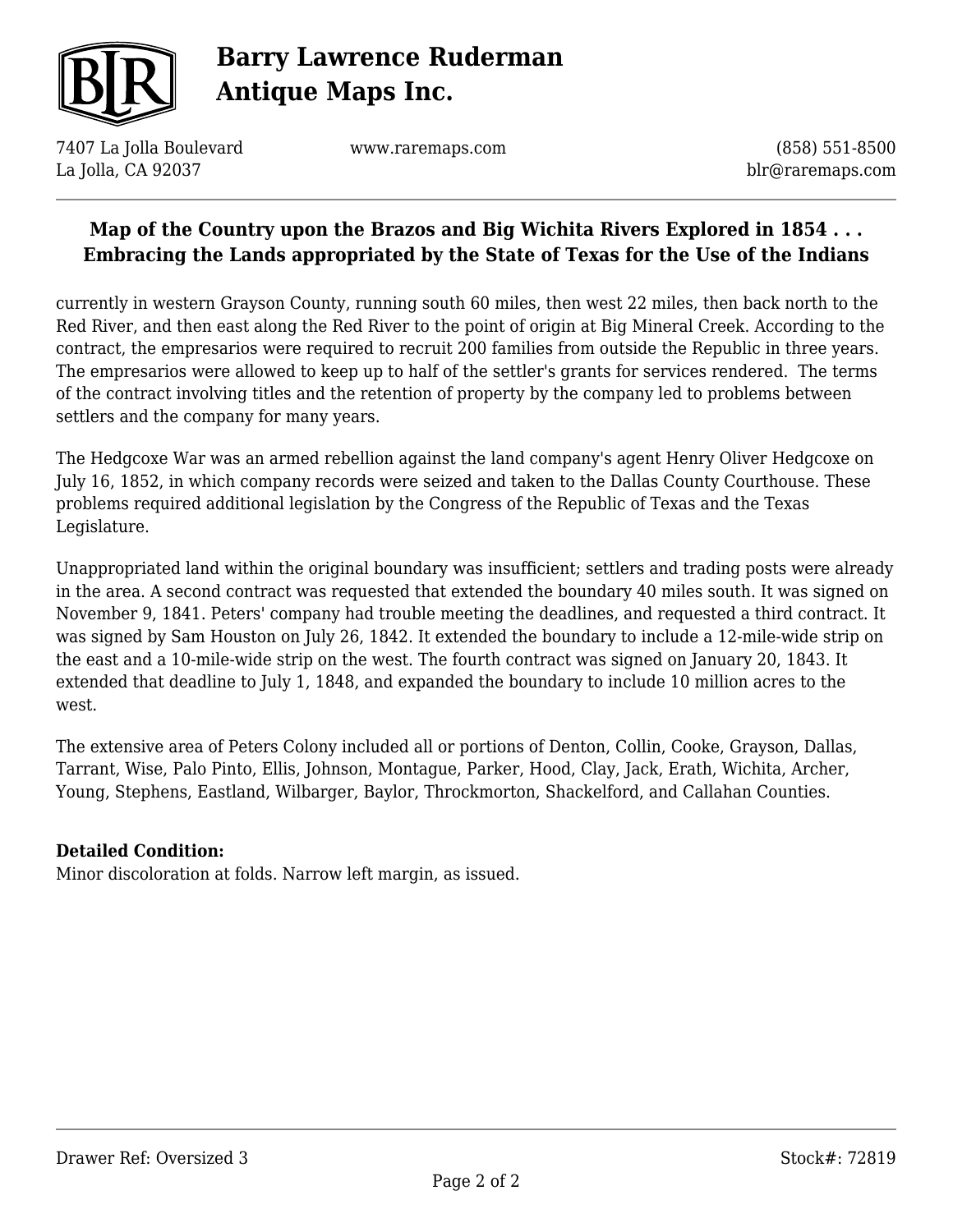currently in western Grayson County, running south 60 miles, then west 22 miles, then back north to the Red River, and then east along the Red River to the point of origin at Big Mineral Creek. According to the contract, the empresarios were required to recruit 200 families from outside the Republic in three years. The empresarios were allowed to keep up to half of the settler's grants for services rendered. The terms of the contract involving titles and the retention of property by the company led to problems between settlers and the company for many years.

The Hedgcoxe War was an armed rebellion against the land company's agent Henry Oliver Hedgcoxe on July 16, 1852, in which company records were seized and taken to the Dallas County Courthouse. These problems required additional legislation by the Congress of the Republic of Texas and the Texas Legislature.

Unappropriated land within the original boundary was insufficient; settlers and trading posts were already in the area. A second contract was requested that extended the boundary 40 miles south. It was signed on November 9, 1841. Peters' company had trouble meeting the deadlines, and requested a third contract. It was signed by Sam Houston on July 26, 1842. It extended the boundary to include a 12-mile-wide strip on the east and a 10-mile-wide strip on the west. The fourth contract was signed on January 20, 1843. It extended that deadline to July 1, 1848, and expanded the boundary to include 10 million acres to the west.

The extensive area of Peters Colony included all or portions of Denton, Collin, Cooke, Grayson, Dallas, Tarrant, Wise, Palo Pinto, Ellis, Johnson, Montague, Parker, Hood, Clay, Jack, Erath, Wichita, Archer, Young, Stephens, Eastland, Wilbarger, Baylor, Throckmorton, Shackelford, and Callahan Counties.

**Detailed Condition:**
Minor discoloration at folds. Narrow left margin, as issued.